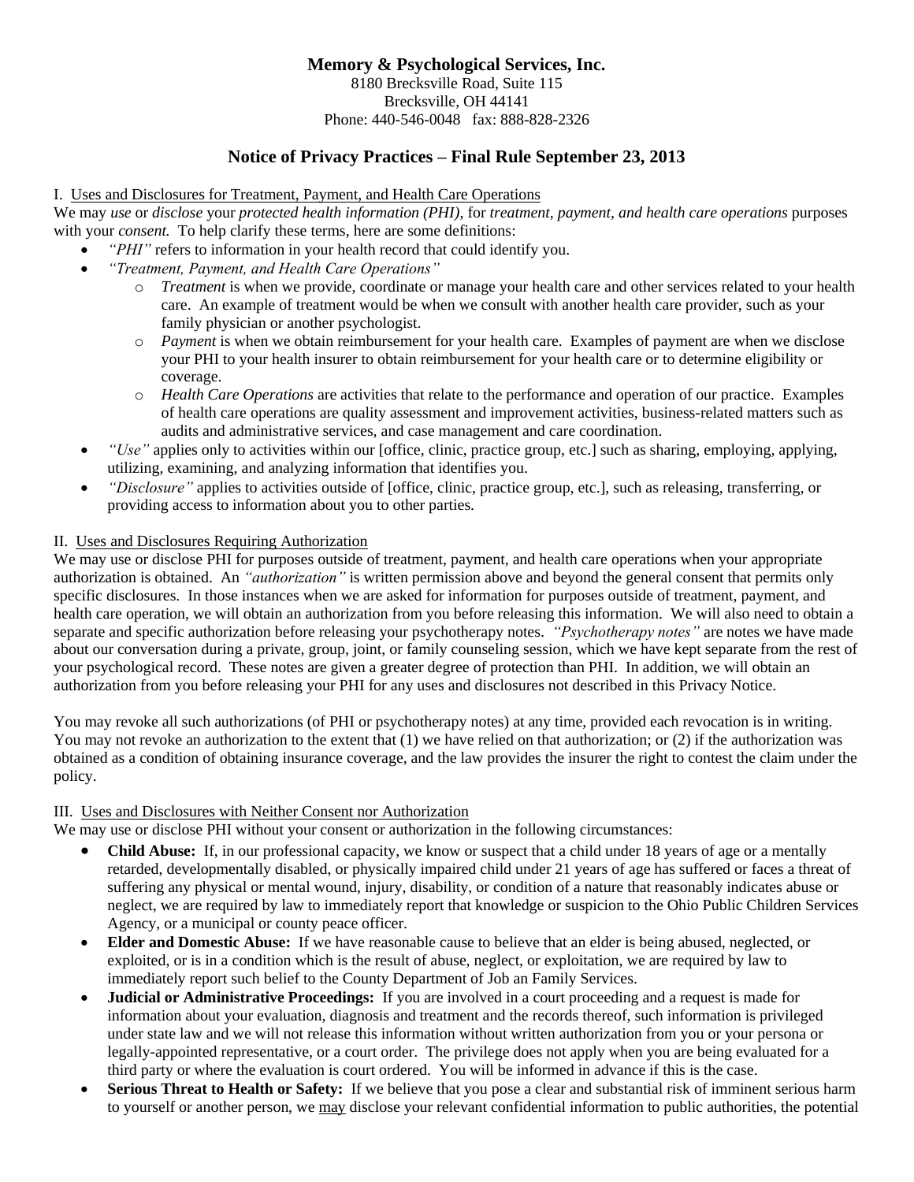**Memory & Psychological Services, Inc.**
8180 Brecksville Road, Suite 115
Brecksville, OH 44141
Phone: 440-546-0048 fax: 888-828-2326

# Notice of Privacy Practices – Final Rule September 23, 2013

I. Uses and Disclosures for Treatment, Payment, and Health Care Operations

We may *use* or *disclose* your *protected health information (PHI),* for *treatment, payment, and health care operations* purposes with your *consent.* To help clarify these terms, here are some definitions:

- *"PHI"* refers to information in your health record that could identify you.
- *"Treatment, Payment, and Health Care Operations"*
    - *Treatment* is when we provide, coordinate or manage your health care and other services related to your health care. An example of treatment would be when we consult with another health care provider, such as your family physician or another psychologist.
    - *Payment* is when we obtain reimbursement for your health care. Examples of payment are when we disclose your PHI to your health insurer to obtain reimbursement for your health care or to determine eligibility or coverage.
    - *Health Care Operations* are activities that relate to the performance and operation of our practice. Examples of health care operations are quality assessment and improvement activities, business-related matters such as audits and administrative services, and case management and care coordination.
- *"Use"* applies only to activities within our [office, clinic, practice group, etc.] such as sharing, employing, applying, utilizing, examining, and analyzing information that identifies you.
- *"Disclosure"* applies to activities outside of [office, clinic, practice group, etc.], such as releasing, transferring, or providing access to information about you to other parties.

II. Uses and Disclosures Requiring Authorization

We may use or disclose PHI for purposes outside of treatment, payment, and health care operations when your appropriate authorization is obtained. An *"authorization"* is written permission above and beyond the general consent that permits only specific disclosures. In those instances when we are asked for information for purposes outside of treatment, payment, and health care operation, we will obtain an authorization from you before releasing this information. We will also need to obtain a separate and specific authorization before releasing your psychotherapy notes. *"Psychotherapy notes"* are notes we have made about our conversation during a private, group, joint, or family counseling session, which we have kept separate from the rest of your psychological record. These notes are given a greater degree of protection than PHI. In addition, we will obtain an authorization from you before releasing your PHI for any uses and disclosures not described in this Privacy Notice.

You may revoke all such authorizations (of PHI or psychotherapy notes) at any time, provided each revocation is in writing. You may not revoke an authorization to the extent that (1) we have relied on that authorization; or (2) if the authorization was obtained as a condition of obtaining insurance coverage, and the law provides the insurer the right to contest the claim under the policy.

III. Uses and Disclosures with Neither Consent nor Authorization

We may use or disclose PHI without your consent or authorization in the following circumstances:

- **Child Abuse:** If, in our professional capacity, we know or suspect that a child under 18 years of age or a mentally retarded, developmentally disabled, or physically impaired child under 21 years of age has suffered or faces a threat of suffering any physical or mental wound, injury, disability, or condition of a nature that reasonably indicates abuse or neglect, we are required by law to immediately report that knowledge or suspicion to the Ohio Public Children Services Agency, or a municipal or county peace officer.
- **Elder and Domestic Abuse:** If we have reasonable cause to believe that an elder is being abused, neglected, or exploited, or is in a condition which is the result of abuse, neglect, or exploitation, we are required by law to immediately report such belief to the County Department of Job an Family Services.
- **Judicial or Administrative Proceedings:** If you are involved in a court proceeding and a request is made for information about your evaluation, diagnosis and treatment and the records thereof, such information is privileged under state law and we will not release this information without written authorization from you or your persona or legally-appointed representative, or a court order. The privilege does not apply when you are being evaluated for a third party or where the evaluation is court ordered. You will be informed in advance if this is the case.
- **Serious Threat to Health or Safety:** If we believe that you pose a clear and substantial risk of imminent serious harm to yourself or another person, we <u>may</u> disclose your relevant confidential information to public authorities, the potential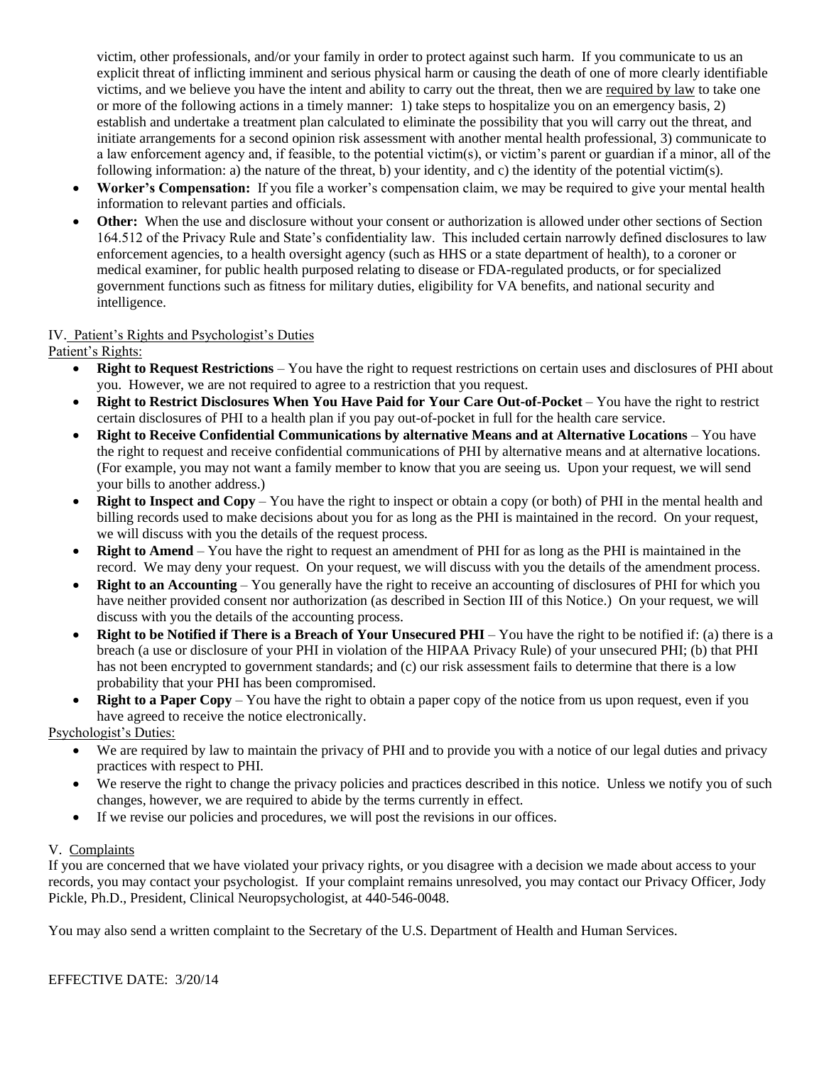victim, other professionals, and/or your family in order to protect against such harm. If you communicate to us an explicit threat of inflicting imminent and serious physical harm or causing the death of one of more clearly identifiable victims, and we believe you have the intent and ability to carry out the threat, then we are required by law to take one or more of the following actions in a timely manner: 1) take steps to hospitalize you on an emergency basis, 2) establish and undertake a treatment plan calculated to eliminate the possibility that you will carry out the threat, and initiate arrangements for a second opinion risk assessment with another mental health professional, 3) communicate to a law enforcement agency and, if feasible, to the potential victim(s), or victim's parent or guardian if a minor, all of the following information: a) the nature of the threat, b) your identity, and c) the identity of the potential victim(s).

- **Worker's Compensation:** If you file a worker's compensation claim, we may be required to give your mental health information to relevant parties and officials.
- **Other:** When the use and disclosure without your consent or authorization is allowed under other sections of Section 164.512 of the Privacy Rule and State's confidentiality law. This included certain narrowly defined disclosures to law enforcement agencies, to a health oversight agency (such as HHS or a state department of health), to a coroner or medical examiner, for public health purposed relating to disease or FDA-regulated products, or for specialized government functions such as fitness for military duties, eligibility for VA benefits, and national security and intelligence.

IV. Patient's Rights and Psychologist's Duties

Patient's Rights:

- **Right to Request Restrictions** – You have the right to request restrictions on certain uses and disclosures of PHI about you. However, we are not required to agree to a restriction that you request.
- **Right to Restrict Disclosures When You Have Paid for Your Care Out-of-Pocket** – You have the right to restrict certain disclosures of PHI to a health plan if you pay out-of-pocket in full for the health care service.
- **Right to Receive Confidential Communications by alternative Means and at Alternative Locations** – You have the right to request and receive confidential communications of PHI by alternative means and at alternative locations. (For example, you may not want a family member to know that you are seeing us. Upon your request, we will send your bills to another address.)
- **Right to Inspect and Copy** – You have the right to inspect or obtain a copy (or both) of PHI in the mental health and billing records used to make decisions about you for as long as the PHI is maintained in the record. On your request, we will discuss with you the details of the request process.
- **Right to Amend** – You have the right to request an amendment of PHI for as long as the PHI is maintained in the record. We may deny your request. On your request, we will discuss with you the details of the amendment process.
- **Right to an Accounting** – You generally have the right to receive an accounting of disclosures of PHI for which you have neither provided consent nor authorization (as described in Section III of this Notice.) On your request, we will discuss with you the details of the accounting process.
- **Right to be Notified if There is a Breach of Your Unsecured PHI** – You have the right to be notified if: (a) there is a breach (a use or disclosure of your PHI in violation of the HIPAA Privacy Rule) of your unsecured PHI; (b) that PHI has not been encrypted to government standards; and (c) our risk assessment fails to determine that there is a low probability that your PHI has been compromised.
- **Right to a Paper Copy** – You have the right to obtain a paper copy of the notice from us upon request, even if you have agreed to receive the notice electronically.

Psychologist's Duties:

- We are required by law to maintain the privacy of PHI and to provide you with a notice of our legal duties and privacy practices with respect to PHI.
- We reserve the right to change the privacy policies and practices described in this notice. Unless we notify you of such changes, however, we are required to abide by the terms currently in effect.
- If we revise our policies and procedures, we will post the revisions in our offices.

V. Complaints

If you are concerned that we have violated your privacy rights, or you disagree with a decision we made about access to your records, you may contact your psychologist. If your complaint remains unresolved, you may contact our Privacy Officer, Jody Pickle, Ph.D., President, Clinical Neuropsychologist, at 440-546-0048.

You may also send a written complaint to the Secretary of the U.S. Department of Health and Human Services.

EFFECTIVE DATE: 3/20/14